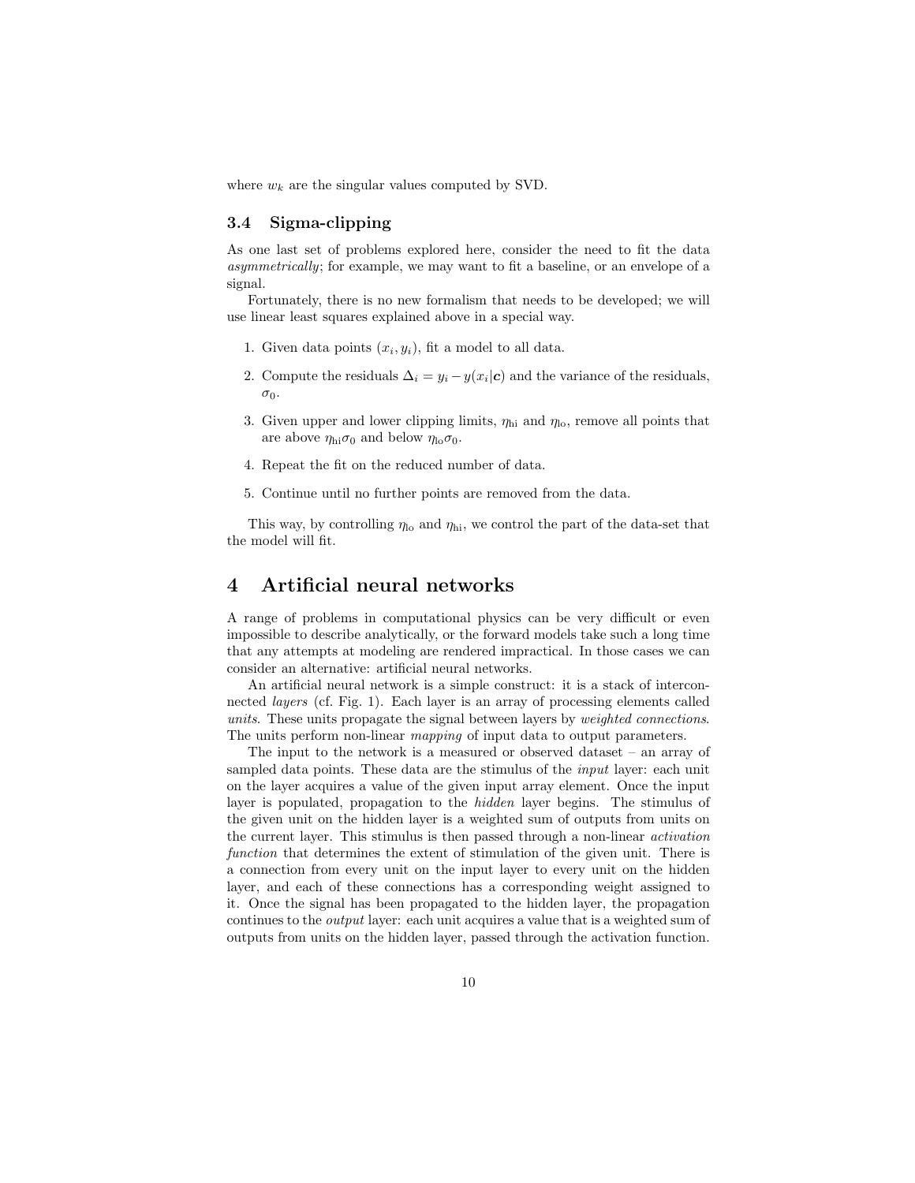where $w_k$ are the singular values computed by SVD.

### 3.4 Sigma-clipping

As one last set of problems explored here, consider the need to fit the data *asymmetrically*; for example, we may want to fit a baseline, or an envelope of a signal.

Fortunately, there is no new formalism that needs to be developed; we will use linear least squares explained above in a special way.

1. Given data points $(x_i, y_i)$, fit a model to all data.
2. Compute the residuals $\Delta_i = y_i - y(x_i|\mathbf{c})$ and the variance of the residuals, $\sigma_0$.
3. Given upper and lower clipping limits, $\eta_{\mathrm{hi}}$ and $\eta_{\mathrm{lo}}$, remove all points that are above $\eta_{\mathrm{hi}}\sigma_0$ and below $\eta_{\mathrm{lo}}\sigma_0$.
4. Repeat the fit on the reduced number of data.
5. Continue until no further points are removed from the data.

This way, by controlling $\eta_{\mathrm{lo}}$ and $\eta_{\mathrm{hi}}$, we control the part of the data-set that the model will fit.

## 4 Artificial neural networks

A range of problems in computational physics can be very difficult or even impossible to describe analytically, or the forward models take such a long time that any attempts at modeling are rendered impractical. In those cases we can consider an alternative: artificial neural networks.

An artificial neural network is a simple construct: it is a stack of interconnected *layers* (cf. Fig. 1). Each layer is an array of processing elements called *units*. These units propagate the signal between layers by *weighted connections*. The units perform non-linear *mapping* of input data to output parameters.

The input to the network is a measured or observed dataset – an array of sampled data points. These data are the stimulus of the *input* layer: each unit on the layer acquires a value of the given input array element. Once the input layer is populated, propagation to the *hidden* layer begins. The stimulus of the given unit on the hidden layer is a weighted sum of outputs from units on the current layer. This stimulus is then passed through a non-linear *activation function* that determines the extent of stimulation of the given unit. There is a connection from every unit on the input layer to every unit on the hidden layer, and each of these connections has a corresponding weight assigned to it. Once the signal has been propagated to the hidden layer, the propagation continues to the *output* layer: each unit acquires a value that is a weighted sum of outputs from units on the hidden layer, passed through the activation function.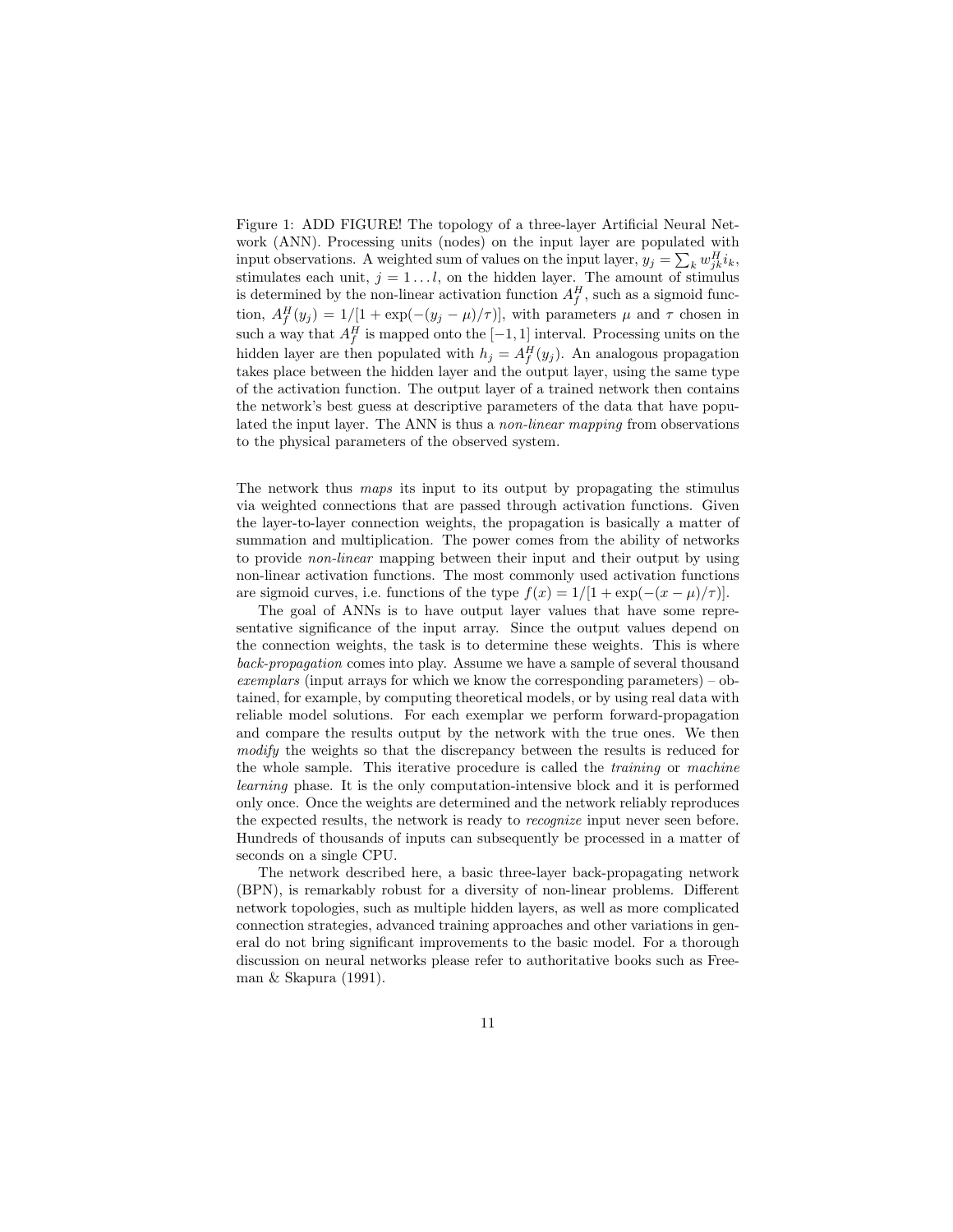Figure 1: ADD FIGURE! The topology of a three-layer Artificial Neural Network (ANN). Processing units (nodes) on the input layer are populated with input observations. A weighted sum of values on the input layer, $y_j = \sum_k w_{jk}^H i_k$, stimulates each unit, $j = 1 \ldots l$, on the hidden layer. The amount of stimulus is determined by the non-linear activation function $A_f^H$, such as a sigmoid function, $A_f^H(y_j) = 1/[1 + \exp(-(y_j - \mu)/\tau)]$, with parameters $\mu$ and $\tau$ chosen in such a way that $A_f^H$ is mapped onto the $[-1, 1]$ interval. Processing units on the hidden layer are then populated with $h_j = A_f^H(y_j)$. An analogous propagation takes place between the hidden layer and the output layer, using the same type of the activation function. The output layer of a trained network then contains the network's best guess at descriptive parameters of the data that have populated the input layer. The ANN is thus a *non-linear mapping* from observations to the physical parameters of the observed system.

The network thus *maps* its input to its output by propagating the stimulus via weighted connections that are passed through activation functions. Given the layer-to-layer connection weights, the propagation is basically a matter of summation and multiplication. The power comes from the ability of networks to provide *non-linear* mapping between their input and their output by using non-linear activation functions. The most commonly used activation functions are sigmoid curves, i.e. functions of the type $f(x) = 1/[1 + \exp(-(x - \mu)/\tau)]$.

The goal of ANNs is to have output layer values that have some representative significance of the input array. Since the output values depend on the connection weights, the task is to determine these weights. This is where *back-propagation* comes into play. Assume we have a sample of several thousand *exemplars* (input arrays for which we know the corresponding parameters) – obtained, for example, by computing theoretical models, or by using real data with reliable model solutions. For each exemplar we perform forward-propagation and compare the results output by the network with the true ones. We then *modify* the weights so that the discrepancy between the results is reduced for the whole sample. This iterative procedure is called the *training* or *machine learning* phase. It is the only computation-intensive block and it is performed only once. Once the weights are determined and the network reliably reproduces the expected results, the network is ready to *recognize* input never seen before. Hundreds of thousands of inputs can subsequently be processed in a matter of seconds on a single CPU.

The network described here, a basic three-layer back-propagating network (BPN), is remarkably robust for a diversity of non-linear problems. Different network topologies, such as multiple hidden layers, as well as more complicated connection strategies, advanced training approaches and other variations in general do not bring significant improvements to the basic model. For a thorough discussion on neural networks please refer to authoritative books such as Freeman & Skapura (1991).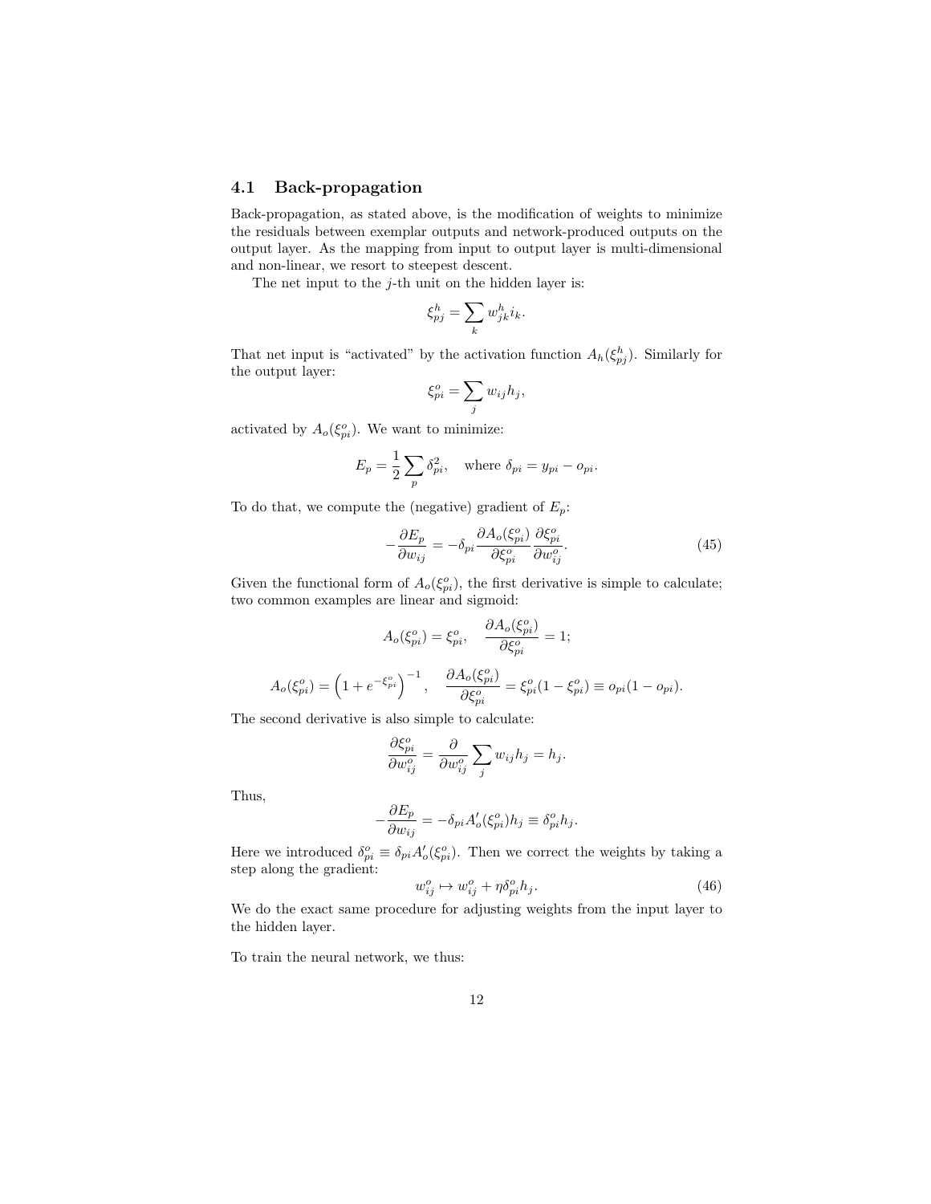### 4.1 Back-propagation

Back-propagation, as stated above, is the modification of weights to minimize the residuals between exemplar outputs and network-produced outputs on the output layer. As the mapping from input to output layer is multi-dimensional and non-linear, we resort to steepest descent.

The net input to the $j$-th unit on the hidden layer is:

$$\xi^h_{pj} = \sum_k w^h_{jk} i_k.$$

That net input is "activated" by the activation function $A_h(\xi^h_{pj})$. Similarly for the output layer:

$$\xi^o_{pi} = \sum_j w_{ij} h_j,$$

activated by $A_o(\xi^o_{pi})$. We want to minimize:

$$E_p = \frac{1}{2} \sum_p \delta^2_{pi}, \quad \text{where } \delta_{pi} = y_{pi} - o_{pi}.$$

To do that, we compute the (negative) gradient of $E_p$:

$$-\frac{\partial E_p}{\partial w_{ij}} = -\delta_{pi} \frac{\partial A_o(\xi^o_{pi})}{\partial \xi^o_{pi}} \frac{\partial \xi^o_{pi}}{\partial w^o_{ij}}. \tag{45}$$

Given the functional form of $A_o(\xi^o_{pi})$, the first derivative is simple to calculate; two common examples are linear and sigmoid:

$$A_o(\xi^o_{pi}) = \xi^o_{pi}, \quad \frac{\partial A_o(\xi^o_{pi})}{\partial \xi^o_{pi}} = 1;$$

$$A_o(\xi^o_{pi}) = \left(1 + e^{-\xi^o_{pi}}\right)^{-1}, \quad \frac{\partial A_o(\xi^o_{pi})}{\partial \xi^o_{pi}} = \xi^o_{pi}(1 - \xi^o_{pi}) \equiv o_{pi}(1 - o_{pi}).$$

The second derivative is also simple to calculate:

$$\frac{\partial \xi^o_{pi}}{\partial w^o_{ij}} = \frac{\partial}{\partial w^o_{ij}} \sum_j w_{ij} h_j = h_j.$$

Thus,

$$-\frac{\partial E_p}{\partial w_{ij}} = -\delta_{pi} A'_o(\xi^o_{pi}) h_j \equiv \delta^o_{pi} h_j.$$

Here we introduced $\delta^o_{pi} \equiv \delta_{pi} A'_o(\xi^o_{pi})$. Then we correct the weights by taking a step along the gradient:

$$w^o_{ij} \mapsto w^o_{ij} + \eta \delta^o_{pi} h_j. \tag{46}$$

We do the exact same procedure for adjusting weights from the input layer to the hidden layer.

To train the neural network, we thus: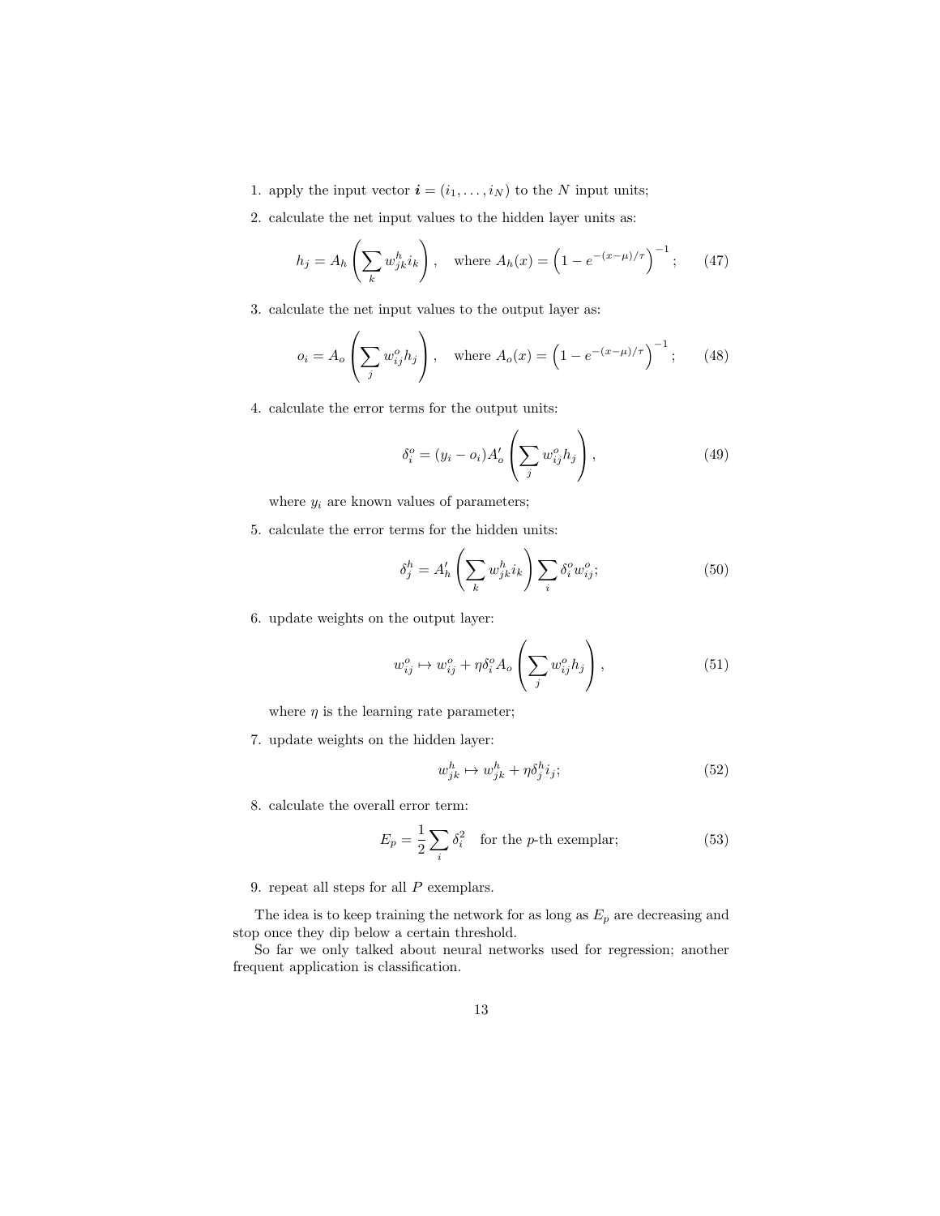1. apply the input vector $\boldsymbol{i} = (i_1, \ldots, i_N)$ to the $N$ input units;
2. calculate the net input values to the hidden layer units as:

$$h_j = A_h \left( \sum_k w^h_{jk} i_k \right), \quad \text{where } A_h(x) = \left( 1 - e^{-(x-\mu)/\tau} \right)^{-1}; \tag{47}$$

3. calculate the net input values to the output layer as:

$$o_i = A_o \left( \sum_j w^o_{ij} h_j \right), \quad \text{where } A_o(x) = \left( 1 - e^{-(x-\mu)/\tau} \right)^{-1}; \tag{48}$$

4. calculate the error terms for the output units:

$$\delta^o_i = (y_i - o_i) A'_o \left( \sum_j w^o_{ij} h_j \right), \tag{49}$$

   where $y_i$ are known values of parameters;

5. calculate the error terms for the hidden units:

$$\delta^h_j = A'_h \left( \sum_k w^h_{jk} i_k \right) \sum_i \delta^o_i w^o_{ij}; \tag{50}$$

6. update weights on the output layer:

$$w^o_{ij} \mapsto w^o_{ij} + \eta \delta^o_i A_o \left( \sum_j w^o_{ij} h_j \right), \tag{51}$$

   where $\eta$ is the learning rate parameter;

7. update weights on the hidden layer:

$$w^h_{jk} \mapsto w^h_{jk} + \eta \delta^h_j i_j; \tag{52}$$

8. calculate the overall error term:

$$E_p = \frac{1}{2} \sum_i \delta^2_i \quad \text{for the } p\text{-th exemplar}; \tag{53}$$

9. repeat all steps for all $P$ exemplars.

The idea is to keep training the network for as long as $E_p$ are decreasing and stop once they dip below a certain threshold.

So far we only talked about neural networks used for regression; another frequent application is classification.